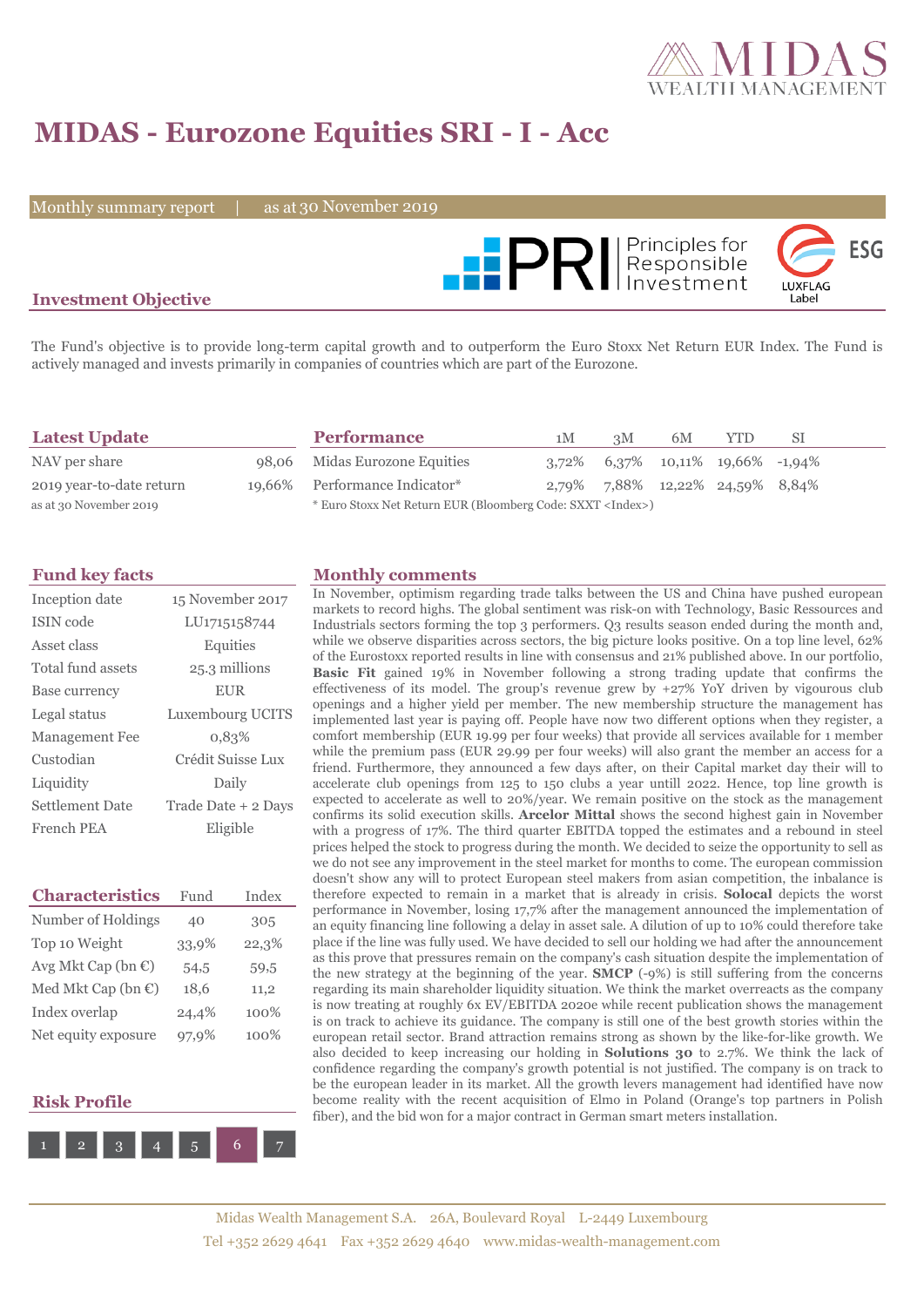# MIDAS - Eurozone Equities SRI - I - Acc

Monthly summary report | as at 30 November 2019

## Investment Objective

The Fund's objective is to provide long-term capital growth and to outperform the Euro Stoxx Net Return EUR Index. The Fund is actively managed and invests primarily in companies of countries which are part of the Eurozone.

## Latest Update

| | |
|---|---|
| NAV per share | 98,06 |
| 2019 year-to-date return | 19,66% |

as at 30 November 2019

## Performance

| | 1M | 3M | 6M | YTD | SI |
|---|---|---|---|---|---|
| Midas Eurozone Equities | 3,72% | 6,37% | 10,11% | 19,66% | -1,94% |
| Performance Indicator* | 2,79% | 7,88% | 12,22% | 24,59% | 8,84% |

\* Euro Stoxx Net Return EUR (Bloomberg Code: SXXT <Index>)

## Fund key facts

| | |
|---|---|
| Inception date | 15 November 2017 |
| ISIN code | LU1715158744 |
| Asset class | Equities |
| Total fund assets | 25.3 millions |
| Base currency | EUR |
| Legal status | Luxembourg UCITS |
| Management Fee | 0,83% |
| Custodian | Crédit Suisse Lux |
| Liquidity | Daily |
| Settlement Date | Trade Date + 2 Days |
| French PEA | Eligible |

## Characteristics

| | Fund | Index |
|---|---|---|
| Number of Holdings | 40 | 305 |
| Top 10 Weight | 33,9% | 22,3% |
| Avg Mkt Cap (bn €) | 54,5 | 59,5 |
| Med Mkt Cap (bn €) | 18,6 | 11,2 |
| Index overlap | 24,4% | 100% |
| Net equity exposure | 97,9% | 100% |

## Risk Profile

1 | 2 | 3 | 4 | 5 | **6** | 7

## Monthly comments

In November, optimism regarding trade talks between the US and China have pushed european markets to record highs. The global sentiment was risk-on with Technology, Basic Ressources and Industrials sectors forming the top 3 performers. Q3 results season ended during the month and, while we observe disparities across sectors, the big picture looks positive. On a top line level, 62% of the Eurostoxx reported results in line with consensus and 21% published above. In our portfolio, **Basic Fit** gained 19% in November following a strong trading update that confirms the effectiveness of its model. The group's revenue grew by +27% YoY driven by vigourous club openings and a higher yield per member. The new membership structure the management has implemented last year is paying off. People have now two different options when they register, a comfort membership (EUR 19.99 per four weeks) that provide all services available for 1 member while the premium pass (EUR 29.99 per four weeks) will also grant the member an access for a friend. Furthermore, they announced a few days after, on their Capital market day their will to accelerate club openings from 125 to 150 clubs a year untill 2022. Hence, top line growth is expected to accelerate as well to 20%/year. We remain positive on the stock as the management confirms its solid execution skills. **Arcelor Mittal** shows the second highest gain in November with a progress of 17%. The third quarter EBITDA topped the estimates and a rebound in steel prices helped the stock to progress during the month. We decided to seize the opportunity to sell as we do not see any improvement in the steel market for months to come. The european commission doesn't show any will to protect European steel makers from asian competition, the inbalance is therefore expected to remain in a market that is already in crisis. **Solocal** depicts the worst performance in November, losing 17,7% after the management announced the implementation of an equity financing line following a delay in asset sale. A dilution of up to 10% could therefore take place if the line was fully used. We have decided to sell our holding we had after the announcement as this prove that pressures remain on the company's cash situation despite the implementation of the new strategy at the beginning of the year. **SMCP** (-9%) is still suffering from the concerns regarding its main shareholder liquidity situation. We think the market overreacts as the company is now treating at roughly 6x EV/EBITDA 2020e while recent publication shows the management is on track to achieve its guidance. The company is still one of the best growth stories within the european retail sector. Brand attraction remains strong as shown by the like-for-like growth. We also decided to keep increasing our holding in **Solutions 30** to 2.7%. We think the lack of confidence regarding the company's growth potential is not justified. The company is on track to be the european leader in its market. All the growth levers management had identified have now become reality with the recent acquisition of Elmo in Poland (Orange's top partners in Polish fiber), and the bid won for a major contract in German smart meters installation.

Midas Wealth Management S.A. 26A, Boulevard Royal L-2449 Luxembourg
Tel +352 2629 4641 Fax +352 2629 4640 www.midas-wealth-management.com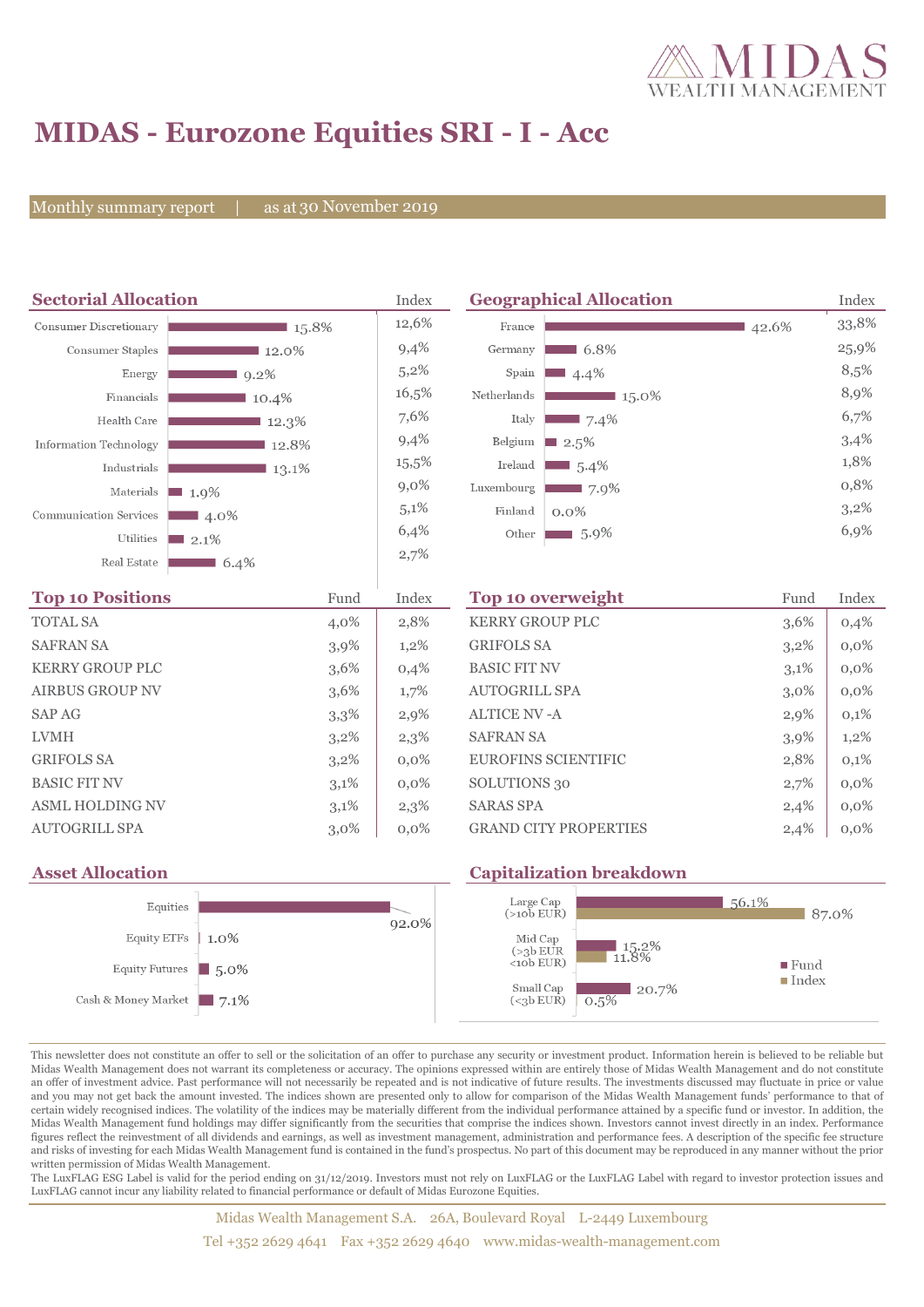MIDAS
WEALTH MANAGEMENT

# MIDAS - Eurozone Equities SRI - I - Acc

Monthly summary report | as at 30 November 2019

## Sectorial Allocation

Index

Consumer Discretionary 15.8% 12,6%
Consumer Staples 12.0% 9,4%
Energy 9.2% 5,2%
Financials 10.4% 16,5%
Health Care 12.3% 7,6%
Information Technology 12.8% 9,4%
Industrials 13.1% 15,5%
Materials 1.9% 9,0%
Communication Services 4.0% 5,1%
Utilities 2.1% 6,4%
Real Estate 6.4% 2,7%

## Geographical Allocation

Index

France 42.6% 33,8%
Germany 6.8% 25,9%
Spain 4.4% 8,5%
Netherlands 15.0% 8,9%
Italy 7.4% 6,7%
Belgium 2.5% 3,4%
Ireland 5.4% 1,8%
Luxembourg 7.9% 0,8%
Finland 0.0% 3,2%
Other 5.9% 6,9%

## Top 10 Positions

| Top 10 Positions | Fund | Index |
|---|---|---|
| TOTAL SA | 4,0% | 2,8% |
| SAFRAN SA | 3,9% | 1,2% |
| KERRY GROUP PLC | 3,6% | 0,4% |
| AIRBUS GROUP NV | 3,6% | 1,7% |
| SAP AG | 3,3% | 2,9% |
| LVMH | 3,2% | 2,3% |
| GRIFOLS SA | 3,2% | 0,0% |
| BASIC FIT NV | 3,1% | 0,0% |
| ASML HOLDING NV | 3,1% | 2,3% |
| AUTOGRILL SPA | 3,0% | 0,0% |

## Top 10 overweight

| Top 10 overweight | Fund | Index |
|---|---|---|
| KERRY GROUP PLC | 3,6% | 0,4% |
| GRIFOLS SA | 3,2% | 0,0% |
| BASIC FIT NV | 3,1% | 0,0% |
| AUTOGRILL SPA | 3,0% | 0,0% |
| ALTICE NV -A | 2,9% | 0,1% |
| SAFRAN SA | 3,9% | 1,2% |
| EUROFINS SCIENTIFIC | 2,8% | 0,1% |
| SOLUTIONS 30 | 2,7% | 0,0% |
| SARAS SPA | 2,4% | 0,0% |
| GRAND CITY PROPERTIES | 2,4% | 0,0% |

## Asset Allocation

Equities 92.0%
Equity ETFs 1.0%
Equity Futures 5.0%
Cash & Money Market 7.1%

## Capitalization breakdown

Large Cap (>10b EUR) 56.1% 87.0%
Mid Cap (>3b EUR <10b EUR) 15.2% 11.8%
Small Cap (<3b EUR) 20.7% 0.5%
Fund
Index

This newsletter does not constitute an offer to sell or the solicitation of an offer to purchase any security or investment product. Information herein is believed to be reliable but Midas Wealth Management does not warrant its completeness or accuracy. The opinions expressed within are entirely those of Midas Wealth Management and do not constitute an offer of investment advice. Past performance will not necessarily be repeated and is not indicative of future results. The investments discussed may fluctuate in price or value and you may not get back the amount invested. The indices shown are presented only to allow for comparison of the Midas Wealth Management funds' performance to that of certain widely recognised indices. The volatility of the indices may be materially different from the individual performance attained by a specific fund or investor. In addition, the Midas Wealth Management fund holdings may differ significantly from the securities that comprise the indices shown. Investors cannot invest directly in an index. Performance figures reflect the reinvestment of all dividends and earnings, as well as investment management, administration and performance fees. A description of the specific fee structure and risks of investing for each Midas Wealth Management fund is contained in the fund's prospectus. No part of this document may be reproduced in any manner without the prior written permission of Midas Wealth Management.

The LuxFLAG ESG Label is valid for the period ending on 31/12/2019. Investors must not rely on LuxFLAG or the LuxFLAG Label with regard to investor protection issues and LuxFLAG cannot incur any liability related to financial performance or default of Midas Eurozone Equities.

Midas Wealth Management S.A. 26A, Boulevard Royal L-2449 Luxembourg
Tel +352 2629 4641 Fax +352 2629 4640 www.midas-wealth-management.com